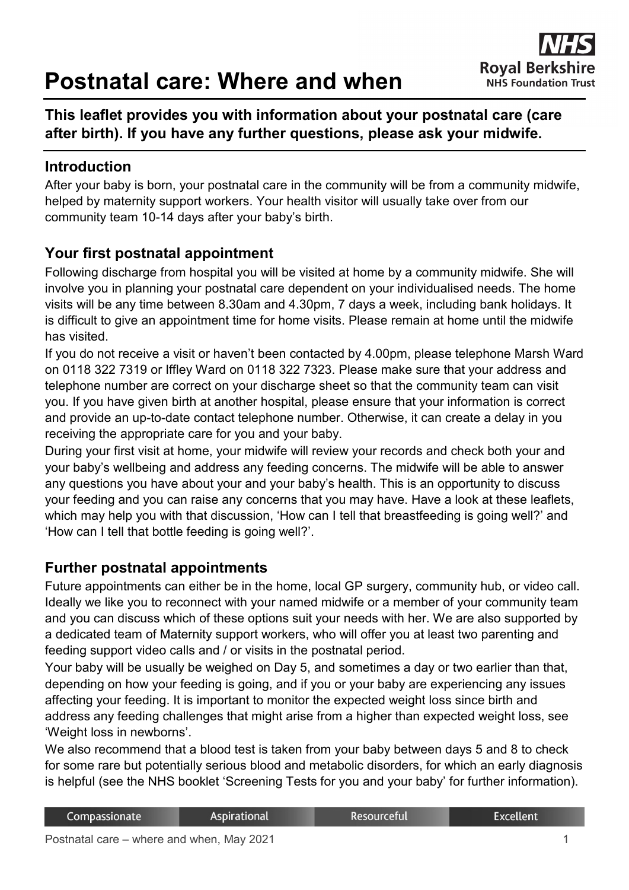# Postnatal care: Where and when

Royal Berkshire NHS Foundation Trust

**This leaflet provides you with information about your postnatal care (care after birth). If you have any further questions, please ask your midwife.**

## Introduction

After your baby is born, your postnatal care in the community will be from a community midwife, helped by maternity support workers. Your health visitor will usually take over from our community team 10-14 days after your baby's birth.

## Your first postnatal appointment

Following discharge from hospital you will be visited at home by a community midwife. She will involve you in planning your postnatal care dependent on your individualised needs. The home visits will be any time between 8.30am and 4.30pm, 7 days a week, including bank holidays. It is difficult to give an appointment time for home visits. Please remain at home until the midwife has visited.

If you do not receive a visit or haven't been contacted by 4.00pm, please telephone Marsh Ward on 0118 322 7319 or Iffley Ward on 0118 322 7323. Please make sure that your address and telephone number are correct on your discharge sheet so that the community team can visit you. If you have given birth at another hospital, please ensure that your information is correct and provide an up-to-date contact telephone number. Otherwise, it can create a delay in you receiving the appropriate care for you and your baby.

During your first visit at home, your midwife will review your records and check both your and your baby's wellbeing and address any feeding concerns. The midwife will be able to answer any questions you have about your and your baby's health. This is an opportunity to discuss your feeding and you can raise any concerns that you may have. Have a look at these leaflets, which may help you with that discussion, 'How can I tell that breastfeeding is going well?' and 'How can I tell that bottle feeding is going well?'.

## Further postnatal appointments

Future appointments can either be in the home, local GP surgery, community hub, or video call. Ideally we like you to reconnect with your named midwife or a member of your community team and you can discuss which of these options suit your needs with her. We are also supported by a dedicated team of Maternity support workers, who will offer you at least two parenting and feeding support video calls and / or visits in the postnatal period.

Your baby will be usually be weighed on Day 5, and sometimes a day or two earlier than that, depending on how your feeding is going, and if you or your baby are experiencing any issues affecting your feeding. It is important to monitor the expected weight loss since birth and address any feeding challenges that might arise from a higher than expected weight loss, see 'Weight loss in newborns'.

We also recommend that a blood test is taken from your baby between days 5 and 8 to check for some rare but potentially serious blood and metabolic disorders, for which an early diagnosis is helpful (see the NHS booklet 'Screening Tests for you and your baby' for further information).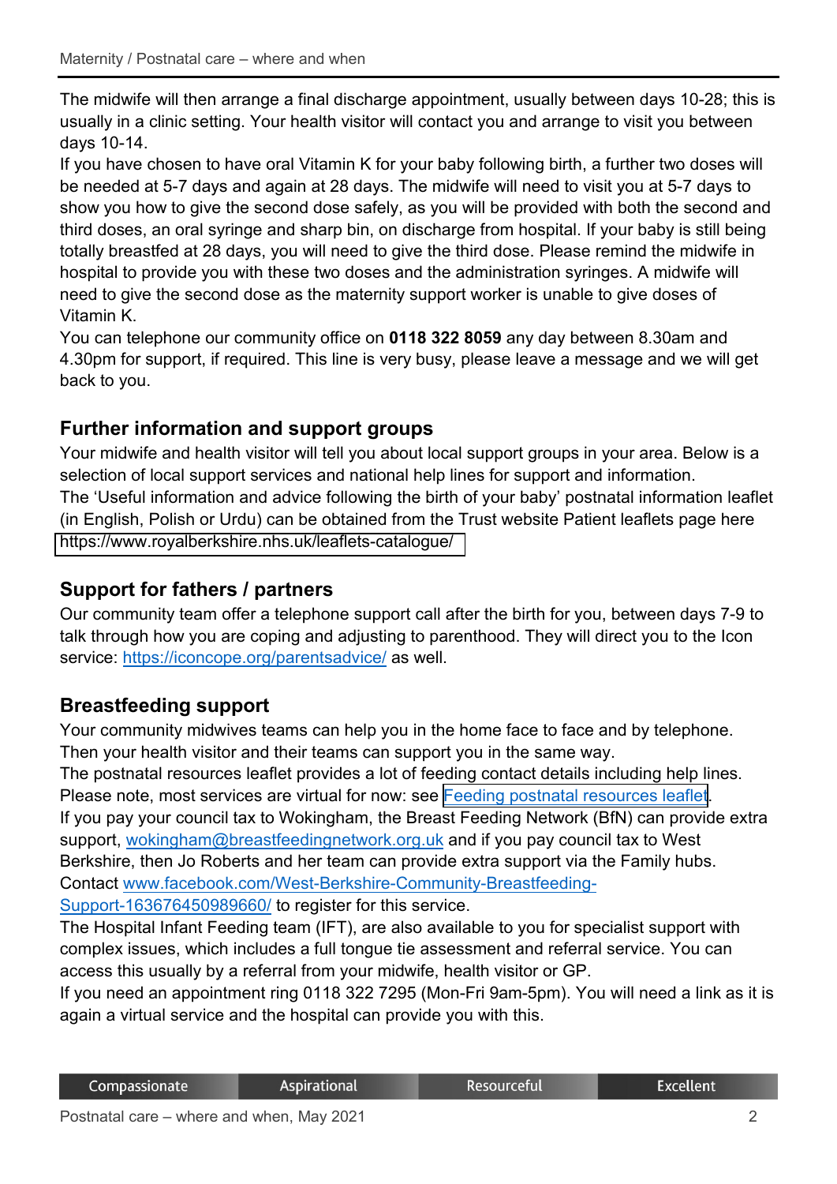The midwife will then arrange a final discharge appointment, usually between days 10-28; this is usually in a clinic setting. Your health visitor will contact you and arrange to visit you between days 10-14.

If you have chosen to have oral Vitamin K for your baby following birth, a further two doses will be needed at 5-7 days and again at 28 days. The midwife will need to visit you at 5-7 days to show you how to give the second dose safely, as you will be provided with both the second and third doses, an oral syringe and sharp bin, on discharge from hospital. If your baby is still being totally breastfed at 28 days, you will need to give the third dose. Please remind the midwife in hospital to provide you with these two doses and the administration syringes. A midwife will need to give the second dose as the maternity support worker is unable to give doses of Vitamin K.

You can telephone our community office on **0118 322 8059** any day between 8.30am and 4.30pm for support, if required. This line is very busy, please leave a message and we will get back to you.

## Further information and support groups

Your midwife and health visitor will tell you about local support groups in your area. Below is a selection of local support services and national help lines for support and information.

The 'Useful information and advice following the birth of your baby' postnatal information leaflet (in English, Polish or Urdu) can be obtained from the Trust website Patient leaflets page here https://www.royalberkshire.nhs.uk/leaflets-catalogue/

## Support for fathers / partners

Our community team offer a telephone support call after the birth for you, between days 7-9 to talk through how you are coping and adjusting to parenthood. They will direct you to the Icon service: https://iconcope.org/parentsadvice/ as well.

## Breastfeeding support

Your community midwives teams can help you in the home face to face and by telephone. Then your health visitor and their teams can support you in the same way.

The postnatal resources leaflet provides a lot of feeding contact details including help lines. Please note, most services are virtual for now: see Feeding postnatal resources leaflet.

If you pay your council tax to Wokingham, the Breast Feeding Network (BfN) can provide extra support, wokingham@breastfeedingnetwork.org.uk and if you pay council tax to West Berkshire, then Jo Roberts and her team can provide extra support via the Family hubs. Contact www.facebook.com/West-Berkshire-Community-Breastfeeding-Support-163676450989660/ to register for this service.

The Hospital Infant Feeding team (IFT), are also available to you for specialist support with complex issues, which includes a full tongue tie assessment and referral service. You can access this usually by a referral from your midwife, health visitor or GP.

If you need an appointment ring 0118 322 7295 (Mon-Fri 9am-5pm). You will need a link as it is again a virtual service and the hospital can provide you with this.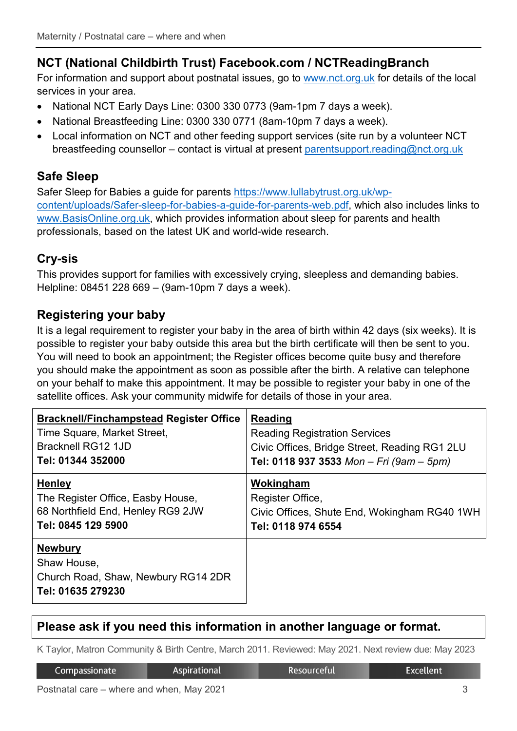## NCT (National Childbirth Trust) Facebook.com / NCTReadingBranch

For information and support about postnatal issues, go to www.nct.org.uk for details of the local services in your area.

- National NCT Early Days Line: 0300 330 0773 (9am-1pm 7 days a week).
- National Breastfeeding Line: 0300 330 0771 (8am-10pm 7 days a week).
- Local information on NCT and other feeding support services (site run by a volunteer NCT breastfeeding counsellor – contact is virtual at present parentsupport.reading@nct.org.uk

## Safe Sleep

Safer Sleep for Babies a guide for parents https://www.lullabytrust.org.uk/wp-content/uploads/Safer-sleep-for-babies-a-guide-for-parents-web.pdf, which also includes links to www.BasisOnline.org.uk, which provides information about sleep for parents and health professionals, based on the latest UK and world-wide research.

## Cry-sis

This provides support for families with excessively crying, sleepless and demanding babies. Helpline: 08451 228 669 – (9am-10pm 7 days a week).

## Registering your baby

It is a legal requirement to register your baby in the area of birth within 42 days (six weeks). It is possible to register your baby outside this area but the birth certificate will then be sent to you. You will need to book an appointment; the Register offices become quite busy and therefore you should make the appointment as soon as possible after the birth. A relative can telephone on your behalf to make this appointment. It may be possible to register your baby in one of the satellite offices. Ask your community midwife for details of those in your area.

| | |
|---|---|
| **Bracknell/Finchampstead Register Office**<br>Time Square, Market Street,<br>Bracknell RG12 1JD<br>**Tel: 01344 352000** | **Reading**<br>Reading Registration Services<br>Civic Offices, Bridge Street, Reading RG1 2LU<br>**Tel: 0118 937 3533** *Mon – Fri (9am – 5pm)* |
| **Henley**<br>The Register Office, Easby House,<br>68 Northfield End, Henley RG9 2JW<br>**Tel: 0845 129 5900** | **Wokingham**<br>Register Office,<br>Civic Offices, Shute End, Wokingham RG40 1WH<br>**Tel: 0118 974 6554** |
| **Newbury**<br>Shaw House,<br>Church Road, Shaw, Newbury RG14 2DR<br>**Tel: 01635 279230** | |

**Please ask if you need this information in another language or format.**

K Taylor, Matron Community & Birth Centre, March 2011. Reviewed: May 2021. Next review due: May 2023

Compassionate | Aspirational | Resourceful | Excellent